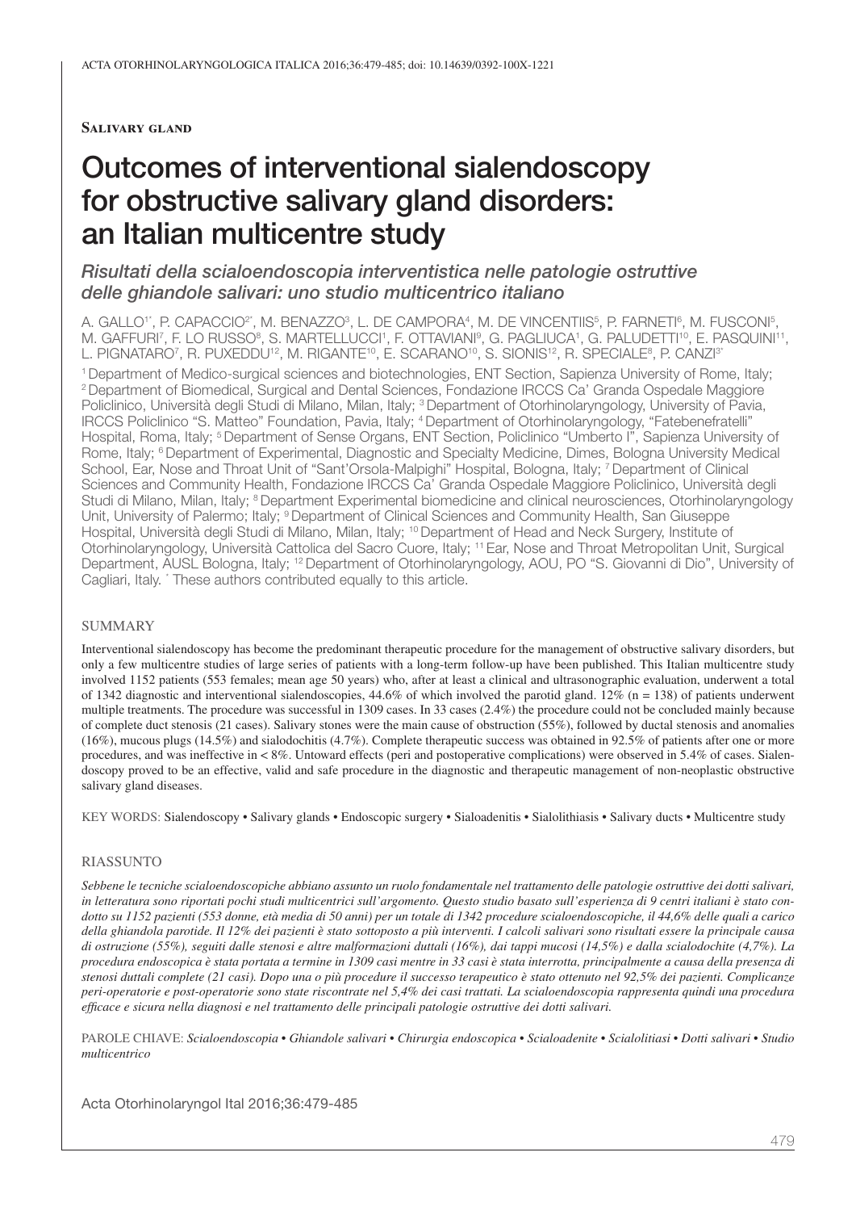**Salivary gland**

# Outcomes of interventional sialendoscopy for obstructive salivary gland disorders: an Italian multicentre study

*Risultati della scialoendoscopia interventistica nelle patologie ostruttive delle ghiandole salivari: uno studio multicentrico italiano*

A. GALLO[1*], P. CAPACCIO[2*], M. BENAZZO[3], L. DE CAMPORA[4], M. DE VINCENTIIS[5], P. FARNETI[6], M. FUSCONI[5], M. GAFFURI[7], F. LO RUSSO[8], S. MARTELLUCCI[1], F. OTTAVIANI[9], G. PAGLIUCA[1], G. PALUDETTI[10], E. PASQUINI[11], L. PIGNATARO[7], R. PUXEDDU[12], M. RIGANTE[10], E. SCARANO[10], S. SIONIS[12], R. SPECIALE[8], P. CANZI[3*]

[1] Department of Medico-surgical sciences and biotechnologies, ENT Section, Sapienza University of Rome, Italy; [2] Department of Biomedical, Surgical and Dental Sciences, Fondazione IRCCS Ca' Granda Ospedale Maggiore Policlinico, Università degli Studi di Milano, Milan, Italy; [3] Department of Otorhinolaryngology, University of Pavia, IRCCS Policlinico "S. Matteo" Foundation, Pavia, Italy; [4] Department of Otorhinolaryngology, "Fatebenefratelli" Hospital, Roma, Italy; [5] Department of Sense Organs, ENT Section, Policlinico "Umberto I", Sapienza University of Rome, Italy; [6] Department of Experimental, Diagnostic and Specialty Medicine, Dimes, Bologna University Medical School, Ear, Nose and Throat Unit of "Sant'Orsola-Malpighi" Hospital, Bologna, Italy; [7] Department of Clinical Sciences and Community Health, Fondazione IRCCS Ca' Granda Ospedale Maggiore Policlinico, Università degli Studi di Milano, Milan, Italy; [8] Department Experimental biomedicine and clinical neurosciences, Otorhinolaryngology Unit, University of Palermo; Italy; [9] Department of Clinical Sciences and Community Health, San Giuseppe Hospital, Università degli Studi di Milano, Milan, Italy; [10] Department of Head and Neck Surgery, Institute of Otorhinolaryngology, Università Cattolica del Sacro Cuore, Italy; [11] Ear, Nose and Throat Metropolitan Unit, Surgical Department, AUSL Bologna, Italy; [12] Department of Otorhinolaryngology, AOU, PO "S. Giovanni di Dio", University of Cagliari, Italy. [*] These authors contributed equally to this article.

## SUMMARY

Interventional sialendoscopy has become the predominant therapeutic procedure for the management of obstructive salivary disorders, but only a few multicentre studies of large series of patients with a long-term follow-up have been published. This Italian multicentre study involved 1152 patients (553 females; mean age 50 years) who, after at least a clinical and ultrasonographic evaluation, underwent a total of 1342 diagnostic and interventional sialendoscopies, 44.6% of which involved the parotid gland. 12% (n = 138) of patients underwent multiple treatments. The procedure was successful in 1309 cases. In 33 cases (2.4%) the procedure could not be concluded mainly because of complete duct stenosis (21 cases). Salivary stones were the main cause of obstruction (55%), followed by ductal stenosis and anomalies (16%), mucous plugs (14.5%) and sialodochitis (4.7%). Complete therapeutic success was obtained in 92.5% of patients after one or more procedures, and was ineffective in < 8%. Untoward effects (peri and postoperative complications) were observed in 5.4% of cases. Sialendoscopy proved to be an effective, valid and safe procedure in the diagnostic and therapeutic management of non-neoplastic obstructive salivary gland diseases.

KEY WORDS: Sialendoscopy • Salivary glands • Endoscopic surgery • Sialoadenitis • Sialolithiasis • Salivary ducts • Multicentre study

## RIASSUNTO

*Sebbene le tecniche scialoendoscopiche abbiano assunto un ruolo fondamentale nel trattamento delle patologie ostruttive dei dotti salivari, in letteratura sono riportati pochi studi multicentrici sull'argomento. Questo studio basato sull'esperienza di 9 centri italiani è stato condotto su 1152 pazienti (553 donne, età media di 50 anni) per un totale di 1342 procedure scialoendoscopiche, il 44,6% delle quali a carico della ghiandola parotide. Il 12% dei pazienti è stato sottoposto a più interventi. I calcoli salivari sono risultati essere la principale causa di ostruzione (55%), seguiti dalle stenosi e altre malformazioni duttali (16%), dai tappi mucosi (14,5%) e dalla scialodochite (4,7%). La procedura endoscopica è stata portata a termine in 1309 casi mentre in 33 casi è stata interrotta, principalmente a causa della presenza di stenosi duttali complete (21 casi). Dopo una o più procedure il successo terapeutico è stato ottenuto nel 92,5% dei pazienti. Complicanze peri-operatorie e post-operatorie sono state riscontrate nel 5,4% dei casi trattati. La scialoendoscopia rappresenta quindi una procedura efficace e sicura nella diagnosi e nel trattamento delle principali patologie ostruttive dei dotti salivari.*

PAROLE CHIAVE: *Scialoendoscopia • Ghiandole salivari • Chirurgia endoscopica • Scialoadenite • Scialolitiasi • Dotti salivari • Studio multicentrico*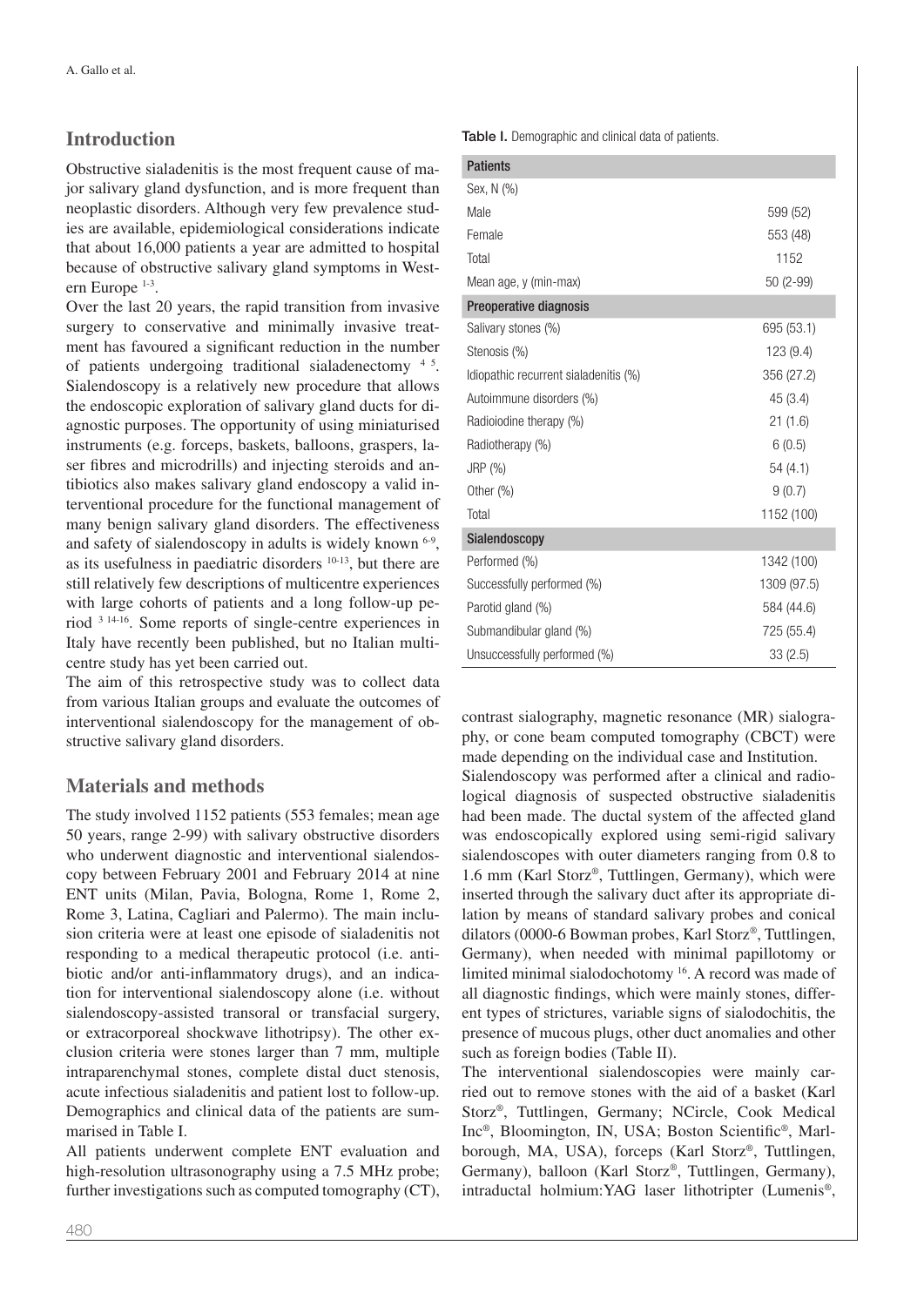## Introduction

Obstructive sialadenitis is the most frequent cause of major salivary gland dysfunction, and is more frequent than neoplastic disorders. Although very few prevalence studies are available, epidemiological considerations indicate that about 16,000 patients a year are admitted to hospital because of obstructive salivary gland symptoms in Western Europe [1-3].

Over the last 20 years, the rapid transition from invasive surgery to conservative and minimally invasive treatment has favoured a significant reduction in the number of patients undergoing traditional sialadenectomy [4 5]. Sialendoscopy is a relatively new procedure that allows the endoscopic exploration of salivary gland ducts for diagnostic purposes. The opportunity of using miniaturised instruments (e.g. forceps, baskets, balloons, graspers, laser fibres and microdrills) and injecting steroids and antibiotics also makes salivary gland endoscopy a valid interventional procedure for the functional management of many benign salivary gland disorders. The effectiveness and safety of sialendoscopy in adults is widely known [6-9], as its usefulness in paediatric disorders [10-13], but there are still relatively few descriptions of multicentre experiences with large cohorts of patients and a long follow-up period [3 14-16]. Some reports of single-centre experiences in Italy have recently been published, but no Italian multicentre study has yet been carried out.

The aim of this retrospective study was to collect data from various Italian groups and evaluate the outcomes of interventional sialendoscopy for the management of obstructive salivary gland disorders.

## Materials and methods

The study involved 1152 patients (553 females; mean age 50 years, range 2-99) with salivary obstructive disorders who underwent diagnostic and interventional sialendoscopy between February 2001 and February 2014 at nine ENT units (Milan, Pavia, Bologna, Rome 1, Rome 2, Rome 3, Latina, Cagliari and Palermo). The main inclusion criteria were at least one episode of sialadenitis not responding to a medical therapeutic protocol (i.e. antibiotic and/or anti-inflammatory drugs), and an indication for interventional sialendoscopy alone (i.e. without sialendoscopy-assisted transoral or transfacial surgery, or extracorporeal shockwave lithotripsy). The other exclusion criteria were stones larger than 7 mm, multiple intraparenchymal stones, complete distal duct stenosis, acute infectious sialadenitis and patient lost to follow-up. Demographics and clinical data of the patients are summarised in Table I.

All patients underwent complete ENT evaluation and high-resolution ultrasonography using a 7.5 MHz probe; further investigations such as computed tomography (CT), contrast sialography, magnetic resonance (MR) sialography, or cone beam computed tomography (CBCT) were made depending on the individual case and Institution.

**Table I.** Demographic and clinical data of patients.

| Patients | |
|---|---|
| Sex, N (%) | |
| Male | 599 (52) |
| Female | 553 (48) |
| Total | 1152 |
| Mean age, y (min-max) | 50 (2-99) |
| **Preoperative diagnosis** | |
| Salivary stones (%) | 695 (53.1) |
| Stenosis (%) | 123 (9.4) |
| Idiopathic recurrent sialadenitis (%) | 356 (27.2) |
| Autoimmune disorders (%) | 45 (3.4) |
| Radioiodine therapy (%) | 21 (1.6) |
| Radiotherapy (%) | 6 (0.5) |
| JRP (%) | 54 (4.1) |
| Other (%) | 9 (0.7) |
| Total | 1152 (100) |
| **Sialendoscopy** | |
| Performed (%) | 1342 (100) |
| Successfully performed (%) | 1309 (97.5) |
| Parotid gland (%) | 584 (44.6) |
| Submandibular gland (%) | 725 (55.4) |
| Unsuccessfully performed (%) | 33 (2.5) |

Sialendoscopy was performed after a clinical and radiological diagnosis of suspected obstructive sialadenitis had been made. The ductal system of the affected gland was endoscopically explored using semi-rigid salivary sialendoscopes with outer diameters ranging from 0.8 to 1.6 mm (Karl Storz®, Tuttlingen, Germany), which were inserted through the salivary duct after its appropriate dilation by means of standard salivary probes and conical dilators (0000-6 Bowman probes, Karl Storz®, Tuttlingen, Germany), when needed with minimal papillotomy or limited minimal sialodochotomy [16]. A record was made of all diagnostic findings, which were mainly stones, different types of strictures, variable signs of sialodochitis, the presence of mucous plugs, other duct anomalies and other such as foreign bodies (Table II).

The interventional sialendoscopies were mainly carried out to remove stones with the aid of a basket (Karl Storz®, Tuttlingen, Germany; NCircle, Cook Medical Inc®, Bloomington, IN, USA; Boston Scientific®, Marlborough, MA, USA), forceps (Karl Storz®, Tuttlingen, Germany), balloon (Karl Storz®, Tuttlingen, Germany), intraductal holmium:YAG laser lithotripter (Lumenis®,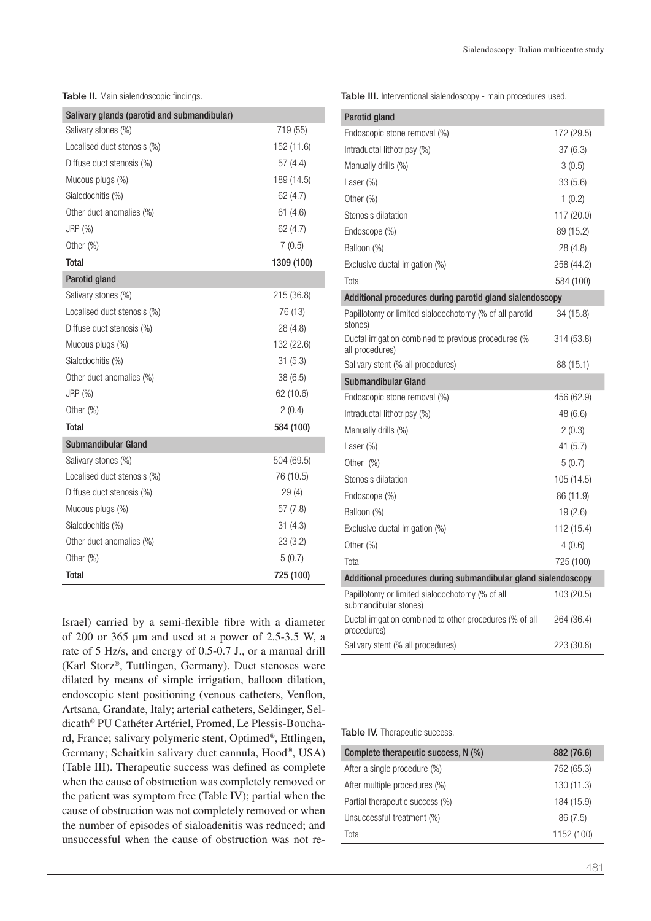Table II. Main sialendoscopic findings.

| Salivary glands (parotid and submandibular) | |
|---|---|
| Salivary stones (%) | 719 (55) |
| Localised duct stenosis (%) | 152 (11.6) |
| Diffuse duct stenosis (%) | 57 (4.4) |
| Mucous plugs (%) | 189 (14.5) |
| Sialodochitis (%) | 62 (4.7) |
| Other duct anomalies (%) | 61 (4.6) |
| JRP (%) | 62 (4.7) |
| Other (%) | 7 (0.5) |
| **Total** | **1309 (100)** |
| **Parotid gland** | |
| Salivary stones (%) | 215 (36.8) |
| Localised duct stenosis (%) | 76 (13) |
| Diffuse duct stenosis (%) | 28 (4.8) |
| Mucous plugs (%) | 132 (22.6) |
| Sialodochitis (%) | 31 (5.3) |
| Other duct anomalies (%) | 38 (6.5) |
| JRP (%) | 62 (10.6) |
| Other (%) | 2 (0.4) |
| **Total** | **584 (100)** |
| **Submandibular Gland** | |
| Salivary stones (%) | 504 (69.5) |
| Localised duct stenosis (%) | 76 (10.5) |
| Diffuse duct stenosis (%) | 29 (4) |
| Mucous plugs (%) | 57 (7.8) |
| Sialodochitis (%) | 31 (4.3) |
| Other duct anomalies (%) | 23 (3.2) |
| Other (%) | 5 (0.7) |
| **Total** | **725 (100)** |

Israel) carried by a semi-flexible fibre with a diameter of 200 or 365 µm and used at a power of 2.5-3.5 W, a rate of 5 Hz/s, and energy of 0.5-0.7 J., or a manual drill (Karl Storz®, Tuttlingen, Germany). Duct stenoses were dilated by means of simple irrigation, balloon dilation, endoscopic stent positioning (venous catheters, Venflon, Artsana, Grandate, Italy; arterial catheters, Seldinger, Seldicath® PU Cathéter Artériel, Promed, Le Plessis-Bouchard, France; salivary polymeric stent, Optimed®, Ettlingen, Germany; Schaitkin salivary duct cannula, Hood®, USA) (Table III). Therapeutic success was defined as complete when the cause of obstruction was completely removed or the patient was symptom free (Table IV); partial when the cause of obstruction was not completely removed or when the number of episodes of sialoadenitis was reduced; and unsuccessful when the cause of obstruction was not re-

Table III. Interventional sialendoscopy - main procedures used.

| Parotid gland | |
|---|---|
| Endoscopic stone removal (%) | 172 (29.5) |
| Intraductal lithotripsy (%) | 37 (6.3) |
| Manually drills (%) | 3 (0.5) |
| Laser (%) | 33 (5.6) |
| Other (%) | 1 (0.2) |
| Stenosis dilatation | 117 (20.0) |
| Endoscope (%) | 89 (15.2) |
| Balloon (%) | 28 (4.8) |
| Exclusive ductal irrigation (%) | 258 (44.2) |
| Total | 584 (100) |
| **Additional procedures during parotid gland sialendoscopy** | |
| Papillotomy or limited sialodochotomy (% of all parotid stones) | 34 (15.8) |
| Ductal irrigation combined to previous procedures (% all procedures) | 314 (53.8) |
| Salivary stent (% all procedures) | 88 (15.1) |
| **Submandibular Gland** | |
| Endoscopic stone removal (%) | 456 (62.9) |
| Intraductal lithotripsy (%) | 48 (6.6) |
| Manually drills (%) | 2 (0.3) |
| Laser (%) | 41 (5.7) |
| Other (%) | 5 (0.7) |
| Stenosis dilatation | 105 (14.5) |
| Endoscope (%) | 86 (11.9) |
| Balloon (%) | 19 (2.6) |
| Exclusive ductal irrigation (%) | 112 (15.4) |
| Other (%) | 4 (0.6) |
| Total | 725 (100) |
| **Additional procedures during submandibular gland sialendoscopy** | |
| Papillotomy or limited sialodochotomy (% of all submandibular stones) | 103 (20.5) |
| Ductal irrigation combined to other procedures (% of all procedures) | 264 (36.4) |
| Salivary stent (% all procedures) | 223 (30.8) |

Table IV. Therapeutic success.

| Complete therapeutic success, N (%) | 882 (76.6) |
|---|---|
| After a single procedure (%) | 752 (65.3) |
| After multiple procedures (%) | 130 (11.3) |
| Partial therapeutic success (%) | 184 (15.9) |
| Unsuccessful treatment (%) | 86 (7.5) |
| Total | 1152 (100) |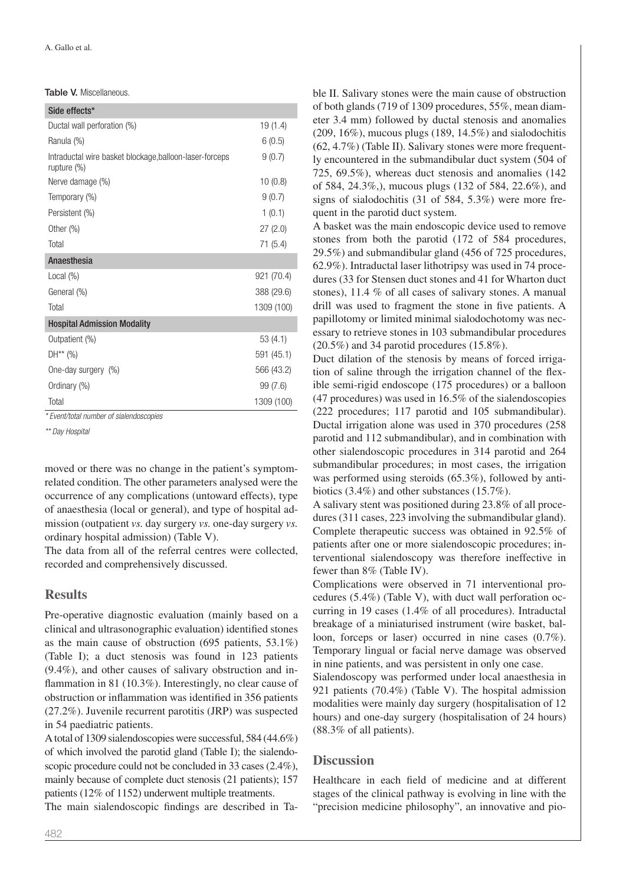Table V. Miscellaneous.

| Side effects* | |
|---|---|
| Ductal wall perforation (%) | 19 (1.4) |
| Ranula (%) | 6 (0.5) |
| Intraductal wire basket blockage,balloon-laser-forceps rupture (%) | 9 (0.7) |
| Nerve damage (%) | 10 (0.8) |
| Temporary (%) | 9 (0.7) |
| Persistent (%) | 1 (0.1) |
| Other (%) | 27 (2.0) |
| Total | 71 (5.4) |
| **Anaesthesia** | |
| Local (%) | 921 (70.4) |
| General (%) | 388 (29.6) |
| Total | 1309 (100) |
| **Hospital Admission Modality** | |
| Outpatient (%) | 53 (4.1) |
| DH** (%) | 591 (45.1) |
| One-day surgery (%) | 566 (43.2) |
| Ordinary (%) | 99 (7.6) |
| Total | 1309 (100) |

*\* Event/total number of sialendoscopies*

*\*\* Day Hospital*

moved or there was no change in the patient's symptom-related condition. The other parameters analysed were the occurrence of any complications (untoward effects), type of anaesthesia (local or general), and type of hospital admission (outpatient *vs.* day surgery *vs.* one-day surgery *vs.* ordinary hospital admission) (Table V).

The data from all of the referral centres were collected, recorded and comprehensively discussed.

## Results

Pre-operative diagnostic evaluation (mainly based on a clinical and ultrasonographic evaluation) identified stones as the main cause of obstruction (695 patients, 53.1%) (Table I); a duct stenosis was found in 123 patients (9.4%), and other causes of salivary obstruction and inflammation in 81 (10.3%). Interestingly, no clear cause of obstruction or inflammation was identified in 356 patients (27.2%). Juvenile recurrent parotitis (JRP) was suspected in 54 paediatric patients.

A total of 1309 sialendoscopies were successful, 584 (44.6%) of which involved the parotid gland (Table I); the sialendoscopic procedure could not be concluded in 33 cases (2.4%), mainly because of complete duct stenosis (21 patients); 157 patients (12% of 1152) underwent multiple treatments.

The main sialendoscopic findings are described in Table II. Salivary stones were the main cause of obstruction of both glands (719 of 1309 procedures, 55%, mean diameter 3.4 mm) followed by ductal stenosis and anomalies (209, 16%), mucous plugs (189, 14.5%) and sialodochitis (62, 4.7%) (Table II). Salivary stones were more frequently encountered in the submandibular duct system (504 of 725, 69.5%), whereas duct stenosis and anomalies (142 of 584, 24.3%,), mucous plugs (132 of 584, 22.6%), and signs of sialodochitis (31 of 584, 5.3%) were more frequent in the parotid duct system.

A basket was the main endoscopic device used to remove stones from both the parotid (172 of 584 procedures, 29.5%) and submandibular gland (456 of 725 procedures, 62.9%). Intraductal laser lithotripsy was used in 74 procedures (33 for Stensen duct stones and 41 for Wharton duct stones), 11.4 % of all cases of salivary stones. A manual drill was used to fragment the stone in five patients. A papillotomy or limited minimal sialodochotomy was necessary to retrieve stones in 103 submandibular procedures (20.5%) and 34 parotid procedures (15.8%).

Duct dilation of the stenosis by means of forced irrigation of saline through the irrigation channel of the flexible semi-rigid endoscope (175 procedures) or a balloon (47 procedures) was used in 16.5% of the sialendoscopies (222 procedures; 117 parotid and 105 submandibular). Ductal irrigation alone was used in 370 procedures (258 parotid and 112 submandibular), and in combination with other sialendoscopic procedures in 314 parotid and 264 submandibular procedures; in most cases, the irrigation was performed using steroids (65.3%), followed by antibiotics (3.4%) and other substances (15.7%).

A salivary stent was positioned during 23.8% of all procedures (311 cases, 223 involving the submandibular gland). Complete therapeutic success was obtained in 92.5% of patients after one or more sialendoscopic procedures; interventional sialendoscopy was therefore ineffective in fewer than 8% (Table IV).

Complications were observed in 71 interventional procedures (5.4%) (Table V), with duct wall perforation occurring in 19 cases (1.4% of all procedures). Intraductal breakage of a miniaturised instrument (wire basket, balloon, forceps or laser) occurred in nine cases (0.7%). Temporary lingual or facial nerve damage was observed in nine patients, and was persistent in only one case.

Sialendoscopy was performed under local anaesthesia in 921 patients (70.4%) (Table V). The hospital admission modalities were mainly day surgery (hospitalisation of 12 hours) and one-day surgery (hospitalisation of 24 hours) (88.3% of all patients).

## Discussion

Healthcare in each field of medicine and at different stages of the clinical pathway is evolving in line with the "precision medicine philosophy", an innovative and pio-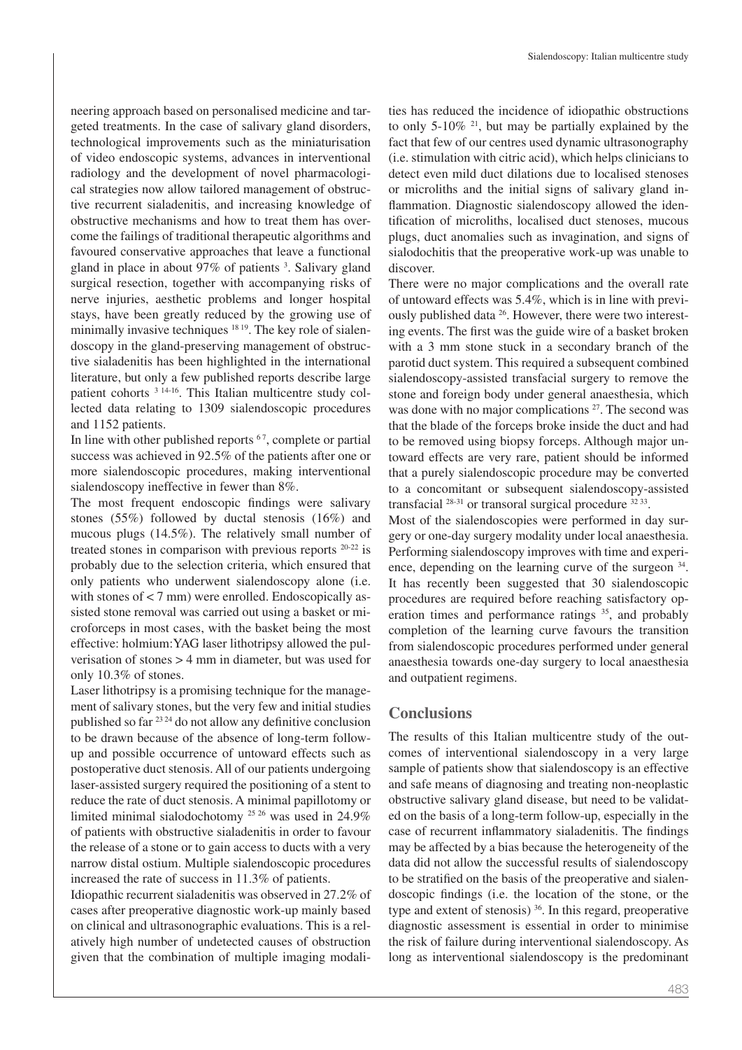neering approach based on personalised medicine and targeted treatments. In the case of salivary gland disorders, technological improvements such as the miniaturisation of video endoscopic systems, advances in interventional radiology and the development of novel pharmacological strategies now allow tailored management of obstructive recurrent sialadenitis, and increasing knowledge of obstructive mechanisms and how to treat them has overcome the failings of traditional therapeutic algorithms and favoured conservative approaches that leave a functional gland in place in about 97% of patients [3]. Salivary gland surgical resection, together with accompanying risks of nerve injuries, aesthetic problems and longer hospital stays, have been greatly reduced by the growing use of minimally invasive techniques [18 19]. The key role of sialendoscopy in the gland-preserving management of obstructive sialadenitis has been highlighted in the international literature, but only a few published reports describe large patient cohorts [3 14-16]. This Italian multicentre study collected data relating to 1309 sialendoscopic procedures and 1152 patients.

In line with other published reports [6 7], complete or partial success was achieved in 92.5% of the patients after one or more sialendoscopic procedures, making interventional sialendoscopy ineffective in fewer than 8%.

The most frequent endoscopic findings were salivary stones (55%) followed by ductal stenosis (16%) and mucous plugs (14.5%). The relatively small number of treated stones in comparison with previous reports [20-22] is probably due to the selection criteria, which ensured that only patients who underwent sialendoscopy alone (i.e. with stones of < 7 mm) were enrolled. Endoscopically assisted stone removal was carried out using a basket or microforceps in most cases, with the basket being the most effective: holmium:YAG laser lithotripsy allowed the pulverisation of stones > 4 mm in diameter, but was used for only 10.3% of stones.

Laser lithotripsy is a promising technique for the management of salivary stones, but the very few and initial studies published so far [23 24] do not allow any definitive conclusion to be drawn because of the absence of long-term follow-up and possible occurrence of untoward effects such as postoperative duct stenosis. All of our patients undergoing laser-assisted surgery required the positioning of a stent to reduce the rate of duct stenosis. A minimal papillotomy or limited minimal sialodochotomy [25 26] was used in 24.9% of patients with obstructive sialadenitis in order to favour the release of a stone or to gain access to ducts with a very narrow distal ostium. Multiple sialendoscopic procedures increased the rate of success in 11.3% of patients.

Idiopathic recurrent sialadenitis was observed in 27.2% of cases after preoperative diagnostic work-up mainly based on clinical and ultrasonographic evaluations. This is a relatively high number of undetected causes of obstruction given that the combination of multiple imaging modalities has reduced the incidence of idiopathic obstructions to only 5-10% [21], but may be partially explained by the fact that few of our centres used dynamic ultrasonography (i.e. stimulation with citric acid), which helps clinicians to detect even mild duct dilations due to localised stenoses or microliths and the initial signs of salivary gland inflammation. Diagnostic sialendoscopy allowed the identification of microliths, localised duct stenoses, mucous plugs, duct anomalies such as invagination, and signs of sialodochitis that the preoperative work-up was unable to discover.

There were no major complications and the overall rate of untoward effects was 5.4%, which is in line with previously published data [26]. However, there were two interesting events. The first was the guide wire of a basket broken with a 3 mm stone stuck in a secondary branch of the parotid duct system. This required a subsequent combined sialendoscopy-assisted transfacial surgery to remove the stone and foreign body under general anaesthesia, which was done with no major complications [27]. The second was that the blade of the forceps broke inside the duct and had to be removed using biopsy forceps. Although major untoward effects are very rare, patient should be informed that a purely sialendoscopic procedure may be converted to a concomitant or subsequent sialendoscopy-assisted transfacial [28-31] or transoral surgical procedure [32 33].

Most of the sialendoscopies were performed in day surgery or one-day surgery modality under local anaesthesia. Performing sialendoscopy improves with time and experience, depending on the learning curve of the surgeon [34]. It has recently been suggested that 30 sialendoscopic procedures are required before reaching satisfactory operation times and performance ratings [35], and probably completion of the learning curve favours the transition from sialendoscopic procedures performed under general anaesthesia towards one-day surgery to local anaesthesia and outpatient regimens.

## Conclusions

The results of this Italian multicentre study of the outcomes of interventional sialendoscopy in a very large sample of patients show that sialendoscopy is an effective and safe means of diagnosing and treating non-neoplastic obstructive salivary gland disease, but need to be validated on the basis of a long-term follow-up, especially in the case of recurrent inflammatory sialadenitis. The findings may be affected by a bias because the heterogeneity of the data did not allow the successful results of sialendoscopy to be stratified on the basis of the preoperative and sialendoscopic findings (i.e. the location of the stone, or the type and extent of stenosis) [36]. In this regard, preoperative diagnostic assessment is essential in order to minimise the risk of failure during interventional sialendoscopy. As long as interventional sialendoscopy is the predominant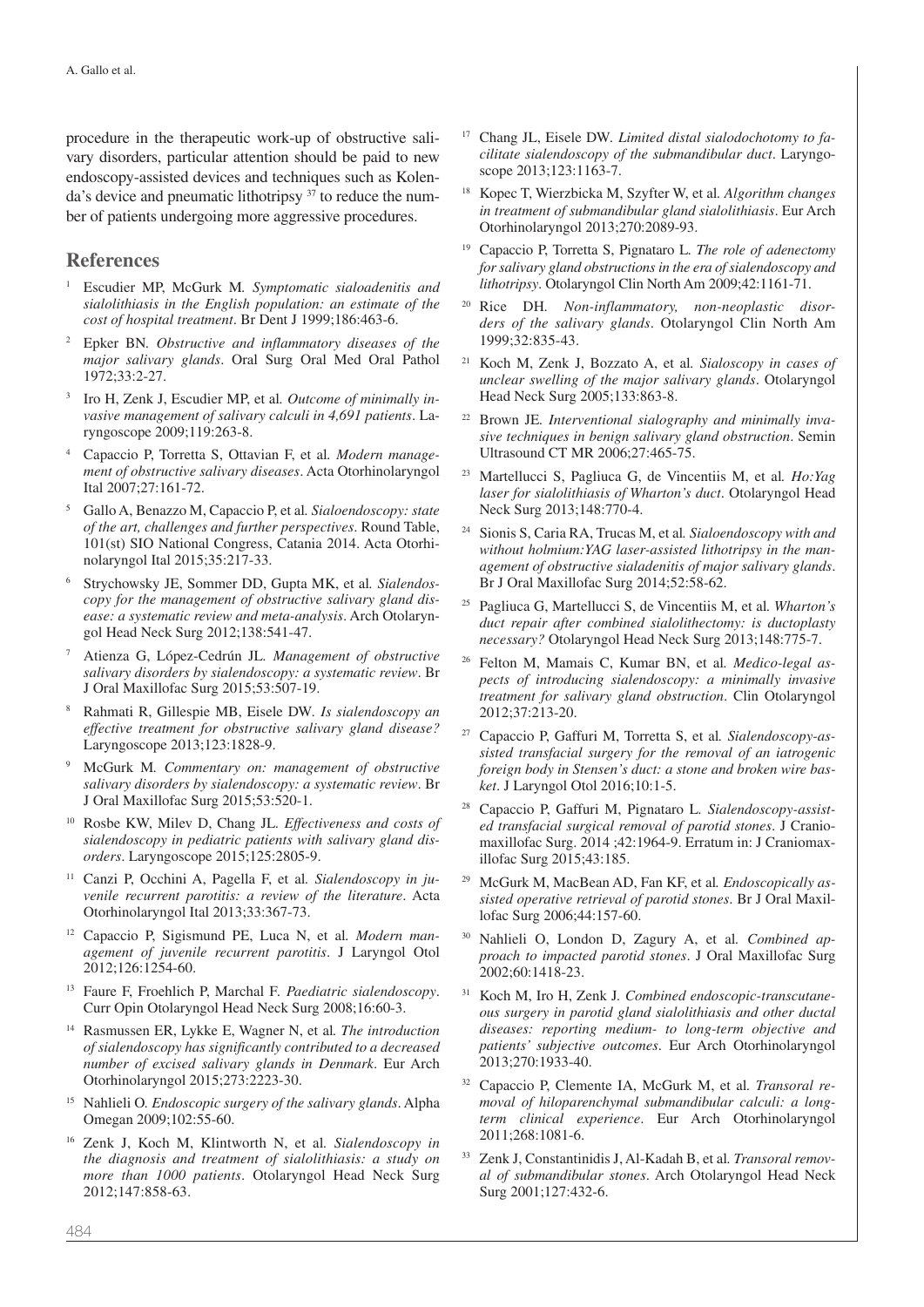procedure in the therapeutic work-up of obstructive salivary disorders, particular attention should be paid to new endoscopy-assisted devices and techniques such as Kolenda's device and pneumatic lithotripsy [37] to reduce the number of patients undergoing more aggressive procedures.

## References

1. Escudier MP, McGurk M. *Symptomatic sialoadenitis and sialolithiasis in the English population: an estimate of the cost of hospital treatment*. Br Dent J 1999;186:463-6.
2. Epker BN. *Obstructive and inflammatory diseases of the major salivary glands*. Oral Surg Oral Med Oral Pathol 1972;33:2-27.
3. Iro H, Zenk J, Escudier MP, et al. *Outcome of minimally invasive management of salivary calculi in 4,691 patients*. Laryngoscope 2009;119:263-8.
4. Capaccio P, Torretta S, Ottavian F, et al. *Modern management of obstructive salivary diseases*. Acta Otorhinolaryngol Ital 2007;27:161-72.
5. Gallo A, Benazzo M, Capaccio P, et al. *Sialoendoscopy: state of the art, challenges and further perspectives*. Round Table, 101(st) SIO National Congress, Catania 2014. Acta Otorhinolaryngol Ital 2015;35:217-33.
6. Strychowsky JE, Sommer DD, Gupta MK, et al. *Sialendoscopy for the management of obstructive salivary gland disease: a systematic review and meta-analysis*. Arch Otolaryngol Head Neck Surg 2012;138:541-47.
7. Atienza G, López-Cedrún JL. *Management of obstructive salivary disorders by sialendoscopy: a systematic review*. Br J Oral Maxillofac Surg 2015;53:507-19.
8. Rahmati R, Gillespie MB, Eisele DW. *Is sialendoscopy an effective treatment for obstructive salivary gland disease?* Laryngoscope 2013;123:1828-9.
9. McGurk M. *Commentary on: management of obstructive salivary disorders by sialendoscopy: a systematic review*. Br J Oral Maxillofac Surg 2015;53:520-1.
10. Rosbe KW, Milev D, Chang JL. *Effectiveness and costs of sialendoscopy in pediatric patients with salivary gland disorders*. Laryngoscope 2015;125:2805-9.
11. Canzi P, Occhini A, Pagella F, et al. *Sialendoscopy in juvenile recurrent parotitis: a review of the literature*. Acta Otorhinolaryngol Ital 2013;33:367-73.
12. Capaccio P, Sigismund PE, Luca N, et al. *Modern management of juvenile recurrent parotitis*. J Laryngol Otol 2012;126:1254-60.
13. Faure F, Froehlich P, Marchal F. *Paediatric sialendoscopy*. Curr Opin Otolaryngol Head Neck Surg 2008;16:60-3.
14. Rasmussen ER, Lykke E, Wagner N, et al. *The introduction of sialendoscopy has significantly contributed to a decreased number of excised salivary glands in Denmark*. Eur Arch Otorhinolaryngol 2015;273:2223-30.
15. Nahlieli O. *Endoscopic surgery of the salivary glands*. Alpha Omegan 2009;102:55-60.
16. Zenk J, Koch M, Klintworth N, et al. *Sialendoscopy in the diagnosis and treatment of sialolithiasis: a study on more than 1000 patients*. Otolaryngol Head Neck Surg 2012;147:858-63.
17. Chang JL, Eisele DW. *Limited distal sialodochotomy to facilitate sialendoscopy of the submandibular duct*. Laryngoscope 2013;123:1163-7.
18. Kopec T, Wierzbicka M, Szyfter W, et al. *Algorithm changes in treatment of submandibular gland sialolithiasis*. Eur Arch Otorhinolaryngol 2013;270:2089-93.
19. Capaccio P, Torretta S, Pignataro L. *The role of adenectomy for salivary gland obstructions in the era of sialendoscopy and lithotripsy*. Otolaryngol Clin North Am 2009;42:1161-71.
20. Rice DH. *Non-inflammatory, non-neoplastic disorders of the salivary glands*. Otolaryngol Clin North Am 1999;32:835-43.
21. Koch M, Zenk J, Bozzato A, et al. *Sialoscopy in cases of unclear swelling of the major salivary glands*. Otolaryngol Head Neck Surg 2005;133:863-8.
22. Brown JE. *Interventional sialography and minimally invasive techniques in benign salivary gland obstruction*. Semin Ultrasound CT MR 2006;27:465-75.
23. Martellucci S, Pagliuca G, de Vincentiis M, et al. *Ho:Yag laser for sialolithiasis of Wharton's duct*. Otolaryngol Head Neck Surg 2013;148:770-4.
24. Sionis S, Caria RA, Trucas M, et al. *Sialoendoscopy with and without holmium:YAG laser-assisted lithotripsy in the management of obstructive sialadenitis of major salivary glands*. Br J Oral Maxillofac Surg 2014;52:58-62.
25. Pagliuca G, Martellucci S, de Vincentiis M, et al. *Wharton's duct repair after combined sialolithectomy: is ductoplasty necessary?* Otolaryngol Head Neck Surg 2013;148:775-7.
26. Felton M, Mamais C, Kumar BN, et al. *Medico-legal aspects of introducing sialendoscopy: a minimally invasive treatment for salivary gland obstruction*. Clin Otolaryngol 2012;37:213-20.
27. Capaccio P, Gaffuri M, Torretta S, et al. *Sialendoscopy-assisted transfacial surgery for the removal of an iatrogenic foreign body in Stensen's duct: a stone and broken wire basket*. J Laryngol Otol 2016;10:1-5.
28. Capaccio P, Gaffuri M, Pignataro L. *Sialendoscopy-assisted transfacial surgical removal of parotid stones*. J Craniomaxillofac Surg. 2014 ;42:1964-9. Erratum in: J Craniomaxillofac Surg 2015;43:185.
29. McGurk M, MacBean AD, Fan KF, et al. *Endoscopically assisted operative retrieval of parotid stones*. Br J Oral Maxillofac Surg 2006;44:157-60.
30. Nahlieli O, London D, Zagury A, et al. *Combined approach to impacted parotid stones*. J Oral Maxillofac Surg 2002;60:1418-23.
31. Koch M, Iro H, Zenk J. *Combined endoscopic-transcutaneous surgery in parotid gland sialolithiasis and other ductal diseases: reporting medium- to long-term objective and patients' subjective outcomes*. Eur Arch Otorhinolaryngol 2013;270:1933-40.
32. Capaccio P, Clemente IA, McGurk M, et al. *Transoral removal of hiloparenchymal submandibular calculi: a long-term clinical experience*. Eur Arch Otorhinolaryngol 2011;268:1081-6.
33. Zenk J, Constantinidis J, Al-Kadah B, et al. *Transoral removal of submandibular stones*. Arch Otolaryngol Head Neck Surg 2001;127:432-6.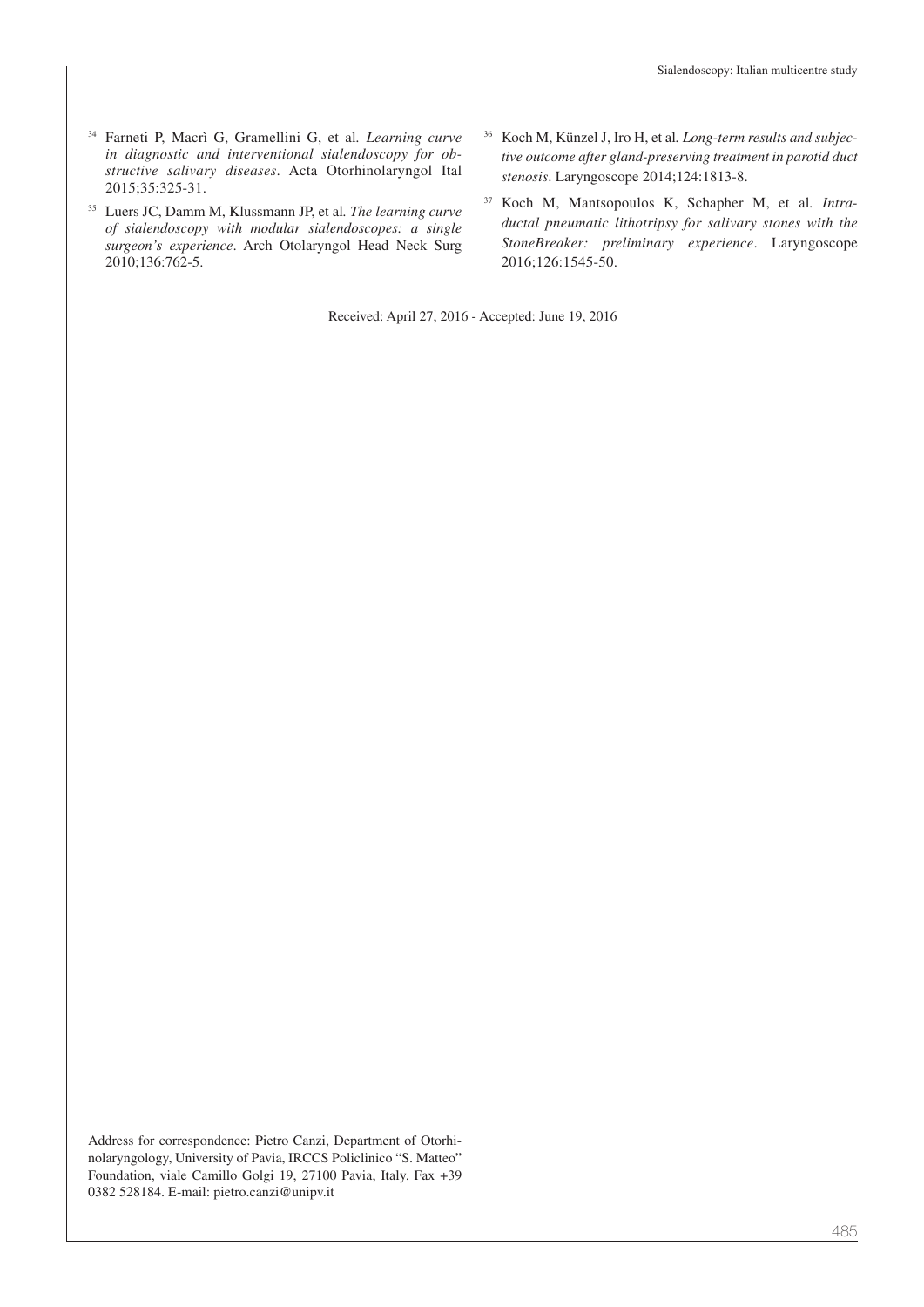[34] Farneti P, Macrì G, Gramellini G, et al. *Learning curve in diagnostic and interventional sialendoscopy for obstructive salivary diseases*. Acta Otorhinolaryngol Ital 2015;35:325-31.

[35] Luers JC, Damm M, Klussmann JP, et al. *The learning curve of sialendoscopy with modular sialendoscopes: a single surgeon's experience*. Arch Otolaryngol Head Neck Surg 2010;136:762-5.

[36] Koch M, Künzel J, Iro H, et al. *Long-term results and subjective outcome after gland-preserving treatment in parotid duct stenosis*. Laryngoscope 2014;124:1813-8.

[37] Koch M, Mantsopoulos K, Schapher M, et al. *Intraductal pneumatic lithotripsy for salivary stones with the StoneBreaker: preliminary experience*. Laryngoscope 2016;126:1545-50.

Received: April 27, 2016 - Accepted: June 19, 2016

Address for correspondence: Pietro Canzi, Department of Otorhinolaryngology, University of Pavia, IRCCS Policlinico "S. Matteo" Foundation, viale Camillo Golgi 19, 27100 Pavia, Italy. Fax +39 0382 528184. E-mail: pietro.canzi@unipv.it